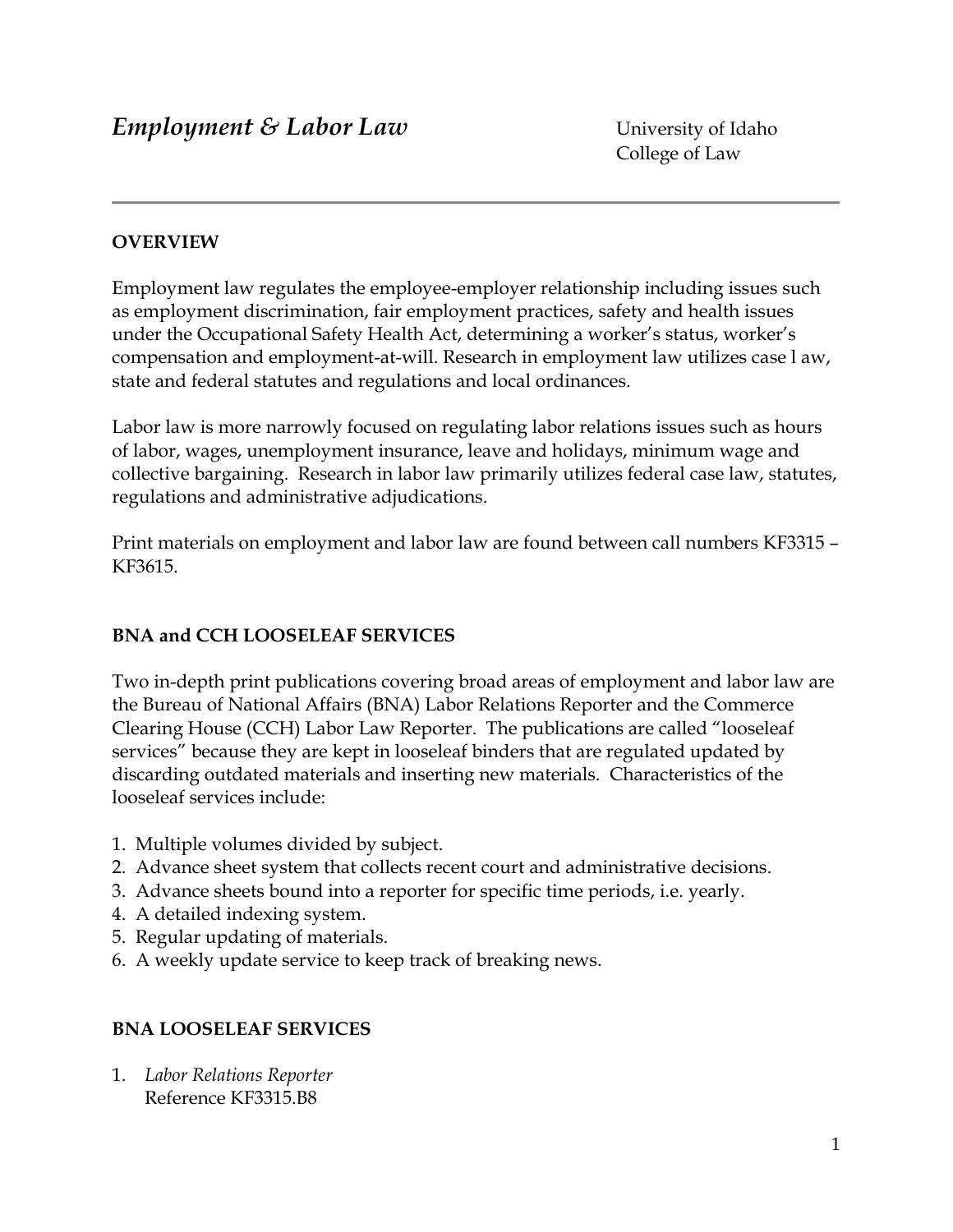# *Employment & Labor Law*

University of Idaho
College of Law

---

**OVERVIEW**

Employment law regulates the employee-employer relationship including issues such as employment discrimination, fair employment practices, safety and health issues under the Occupational Safety Health Act, determining a worker's status, worker's compensation and employment-at-will. Research in employment law utilizes case l aw, state and federal statutes and regulations and local ordinances.

Labor law is more narrowly focused on regulating labor relations issues such as hours of labor, wages, unemployment insurance, leave and holidays, minimum wage and collective bargaining. Research in labor law primarily utilizes federal case law, statutes, regulations and administrative adjudications.

Print materials on employment and labor law are found between call numbers KF3315 – KF3615.

**BNA and CCH LOOSELEAF SERVICES**

Two in-depth print publications covering broad areas of employment and labor law are the Bureau of National Affairs (BNA) Labor Relations Reporter and the Commerce Clearing House (CCH) Labor Law Reporter. The publications are called "looseleaf services" because they are kept in looseleaf binders that are regulated updated by discarding outdated materials and inserting new materials. Characteristics of the looseleaf services include:

1. Multiple volumes divided by subject.
2. Advance sheet system that collects recent court and administrative decisions.
3. Advance sheets bound into a reporter for specific time periods, i.e. yearly.
4. A detailed indexing system.
5. Regular updating of materials.
6. A weekly update service to keep track of breaking news.

**BNA LOOSELEAF SERVICES**

1. *Labor Relations Reporter*
   Reference KF3315.B8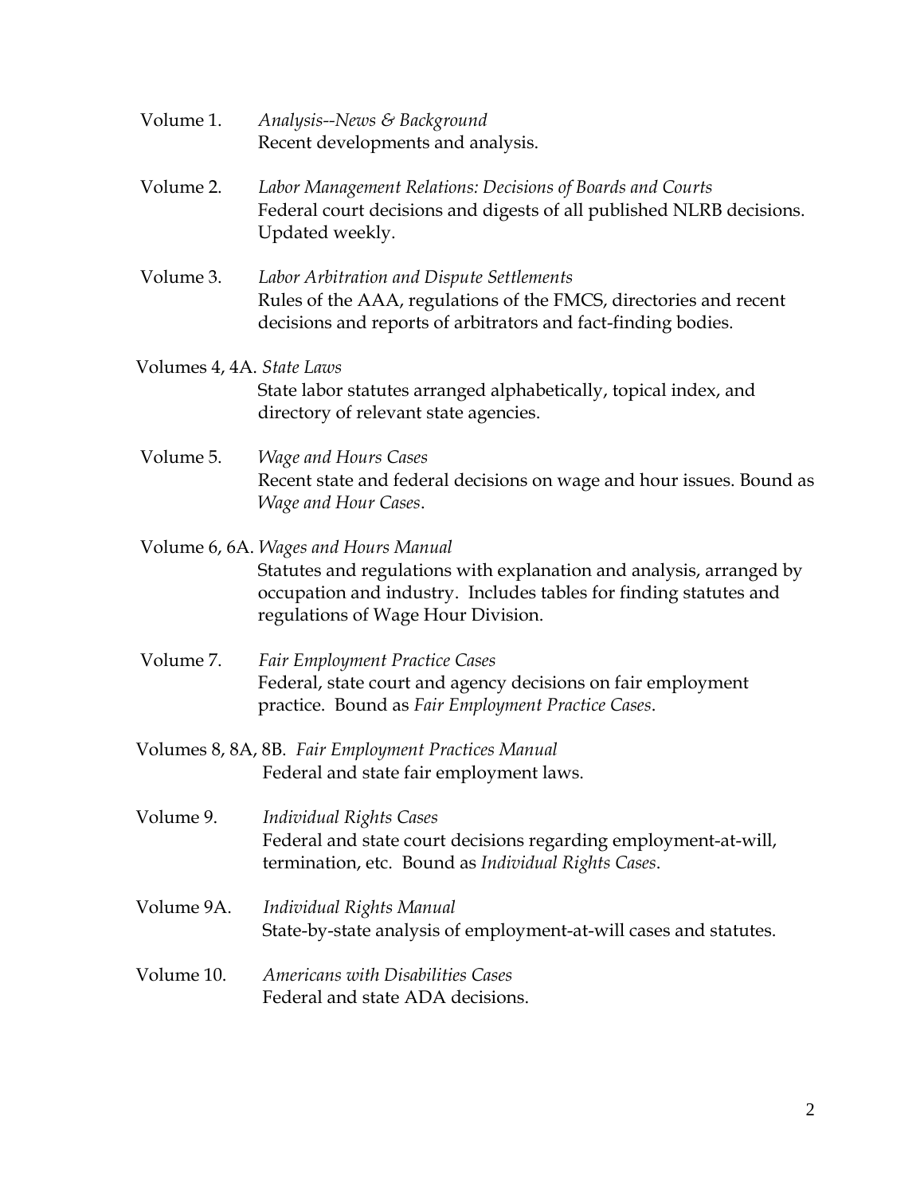Volume 1. *Analysis--News & Background*
Recent developments and analysis.

Volume 2. *Labor Management Relations: Decisions of Boards and Courts*
Federal court decisions and digests of all published NLRB decisions. Updated weekly.

Volume 3. *Labor Arbitration and Dispute Settlements*
Rules of the AAA, regulations of the FMCS, directories and recent decisions and reports of arbitrators and fact-finding bodies.

Volumes 4, 4A. *State Laws*
State labor statutes arranged alphabetically, topical index, and directory of relevant state agencies.

Volume 5. *Wage and Hours Cases*
Recent state and federal decisions on wage and hour issues. Bound as *Wage and Hour Cases*.

Volume 6, 6A. *Wages and Hours Manual*
Statutes and regulations with explanation and analysis, arranged by occupation and industry. Includes tables for finding statutes and regulations of Wage Hour Division.

Volume 7. *Fair Employment Practice Cases*
Federal, state court and agency decisions on fair employment practice. Bound as *Fair Employment Practice Cases*.

Volumes 8, 8A, 8B. *Fair Employment Practices Manual*
Federal and state fair employment laws.

Volume 9. *Individual Rights Cases*
Federal and state court decisions regarding employment-at-will, termination, etc. Bound as *Individual Rights Cases*.

Volume 9A. *Individual Rights Manual*
State-by-state analysis of employment-at-will cases and statutes.

Volume 10. *Americans with Disabilities Cases*
Federal and state ADA decisions.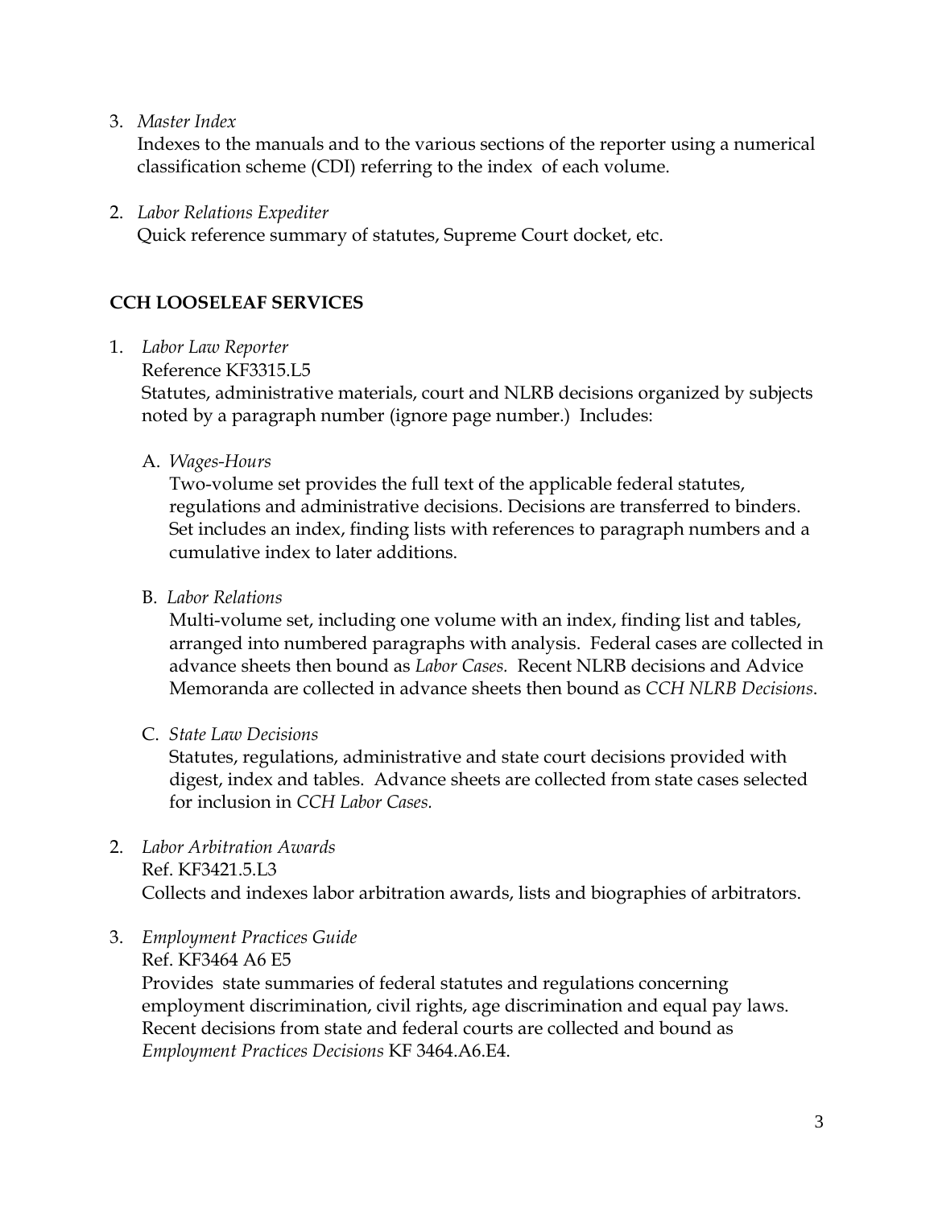3. *Master Index*
   Indexes to the manuals and to the various sections of the reporter using a numerical classification scheme (CDI) referring to the index of each volume.

2. *Labor Relations Expediter*
   Quick reference summary of statutes, Supreme Court docket, etc.

**CCH LOOSELEAF SERVICES**

1. *Labor Law Reporter*
   Reference KF3315.L5
   Statutes, administrative materials, court and NLRB decisions organized by subjects noted by a paragraph number (ignore page number.) Includes:

   A. *Wages-Hours*
      Two-volume set provides the full text of the applicable federal statutes, regulations and administrative decisions. Decisions are transferred to binders. Set includes an index, finding lists with references to paragraph numbers and a cumulative index to later additions.

   B. *Labor Relations*
      Multi-volume set, including one volume with an index, finding list and tables, arranged into numbered paragraphs with analysis. Federal cases are collected in advance sheets then bound as *Labor Cases.* Recent NLRB decisions and Advice Memoranda are collected in advance sheets then bound as *CCH NLRB Decisions*.

   C. *State Law Decisions*
      Statutes, regulations, administrative and state court decisions provided with digest, index and tables. Advance sheets are collected from state cases selected for inclusion in *CCH Labor Cases.*

2. *Labor Arbitration Awards*
   Ref. KF3421.5.L3
   Collects and indexes labor arbitration awards, lists and biographies of arbitrators.

3. *Employment Practices Guide*
   Ref. KF3464 A6 E5
   Provides state summaries of federal statutes and regulations concerning employment discrimination, civil rights, age discrimination and equal pay laws. Recent decisions from state and federal courts are collected and bound as *Employment Practices Decisions* KF 3464.A6.E4.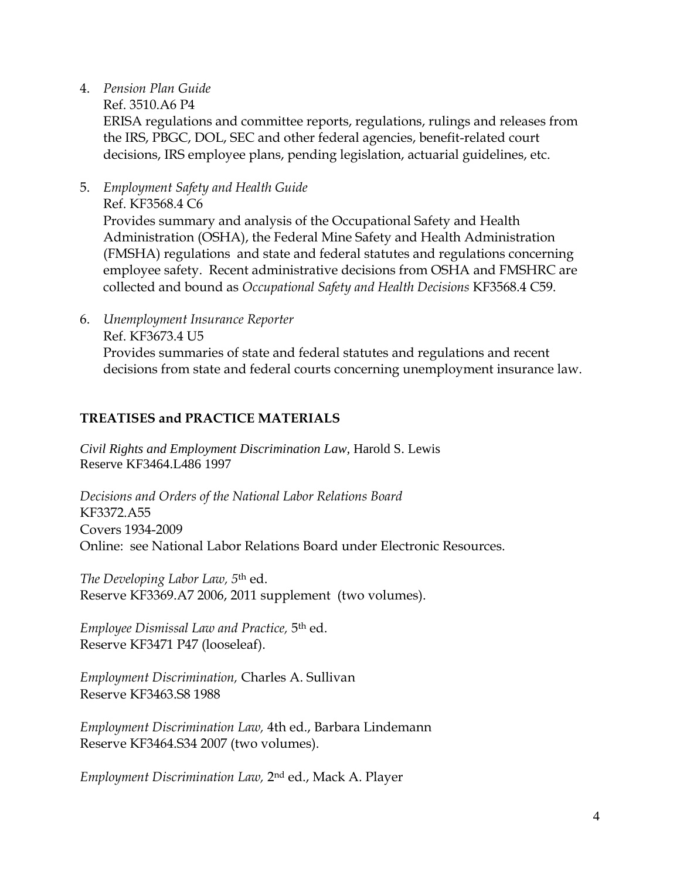4. *Pension Plan Guide*
   Ref. 3510.A6 P4
   ERISA regulations and committee reports, regulations, rulings and releases from the IRS, PBGC, DOL, SEC and other federal agencies, benefit-related court decisions, IRS employee plans, pending legislation, actuarial guidelines, etc.

5. *Employment Safety and Health Guide*
   Ref. KF3568.4 C6
   Provides summary and analysis of the Occupational Safety and Health Administration (OSHA), the Federal Mine Safety and Health Administration (FMSHA) regulations and state and federal statutes and regulations concerning employee safety. Recent administrative decisions from OSHA and FMSHRC are collected and bound as *Occupational Safety and Health Decisions* KF3568.4 C59.

6. *Unemployment Insurance Reporter*
   Ref. KF3673.4 U5
   Provides summaries of state and federal statutes and regulations and recent decisions from state and federal courts concerning unemployment insurance law.

**TREATISES and PRACTICE MATERIALS**

*Civil Rights and Employment Discrimination Law*, Harold S. Lewis
Reserve KF3464.L486 1997

*Decisions and Orders of the National Labor Relations Board*
KF3372.A55
Covers 1934-2009
Online: see National Labor Relations Board under Electronic Resources.

*The Developing Labor Law, 5th* ed.
Reserve KF3369.A7 2006, 2011 supplement (two volumes).

*Employee Dismissal Law and Practice,* 5th ed.
Reserve KF3471 P47 (looseleaf).

*Employment Discrimination,* Charles A. Sullivan
Reserve KF3463.S8 1988

*Employment Discrimination Law,* 4th ed., Barbara Lindemann
Reserve KF3464.S34 2007 (two volumes).

*Employment Discrimination Law,* 2nd ed., Mack A. Player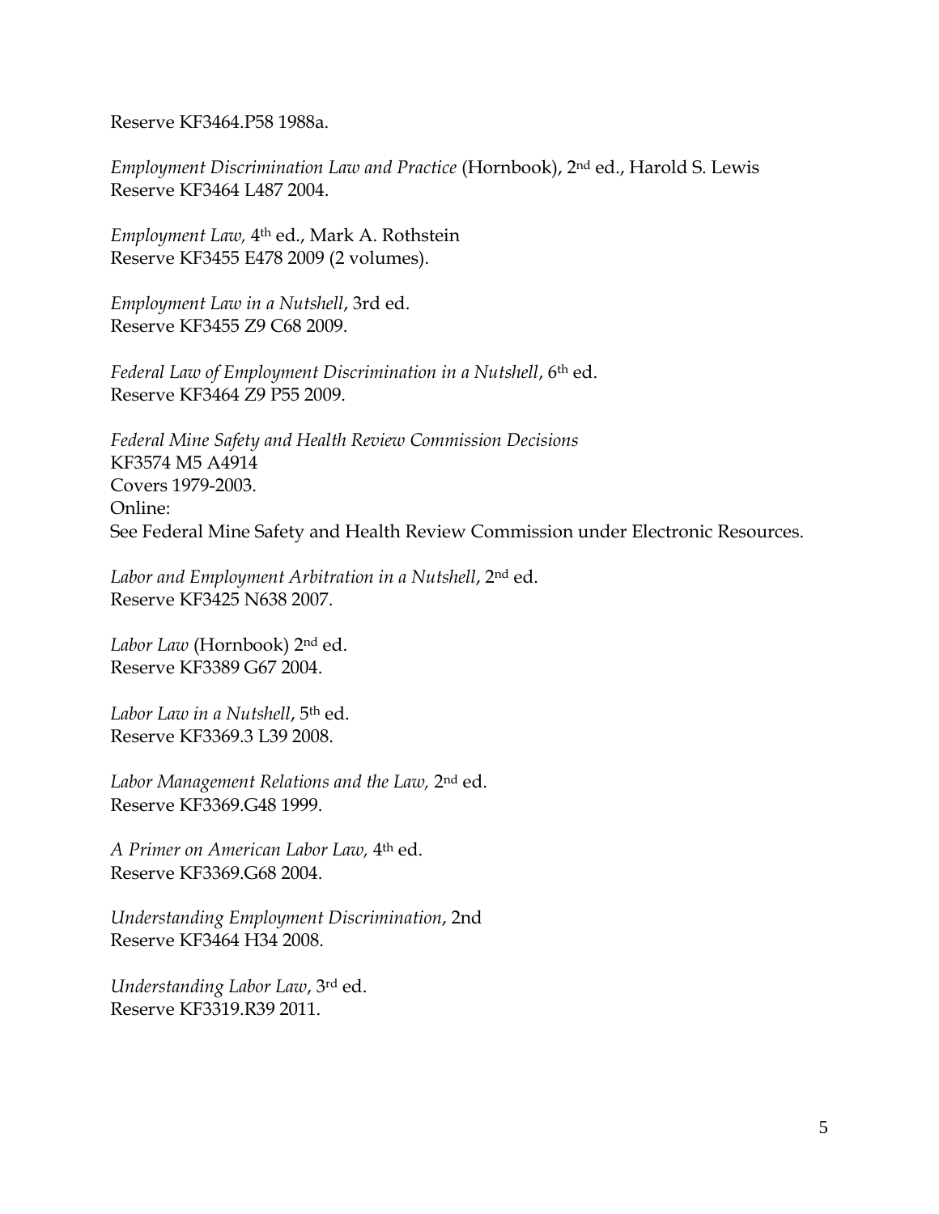Reserve KF3464.P58 1988a.

*Employment Discrimination Law and Practice* (Hornbook), 2nd ed., Harold S. Lewis
Reserve KF3464 L487 2004.

*Employment Law,* 4th ed., Mark A. Rothstein
Reserve KF3455 E478 2009 (2 volumes).

*Employment Law in a Nutshell*, 3rd ed.
Reserve KF3455 Z9 C68 2009.

*Federal Law of Employment Discrimination in a Nutshell*, 6th ed.
Reserve KF3464 Z9 P55 2009.

*Federal Mine Safety and Health Review Commission Decisions*
KF3574 M5 A4914
Covers 1979-2003.
Online:
See Federal Mine Safety and Health Review Commission under Electronic Resources.

*Labor and Employment Arbitration in a Nutshell*, 2nd ed.
Reserve KF3425 N638 2007.

*Labor Law* (Hornbook) 2nd ed.
Reserve KF3389 G67 2004.

*Labor Law in a Nutshell*, 5th ed.
Reserve KF3369.3 L39 2008.

*Labor Management Relations and the Law,* 2nd ed.
Reserve KF3369.G48 1999.

*A Primer on American Labor Law,* 4th ed.
Reserve KF3369.G68 2004.

*Understanding Employment Discrimination*, 2nd
Reserve KF3464 H34 2008.

*Understanding Labor Law*, 3rd ed.
Reserve KF3319.R39 2011.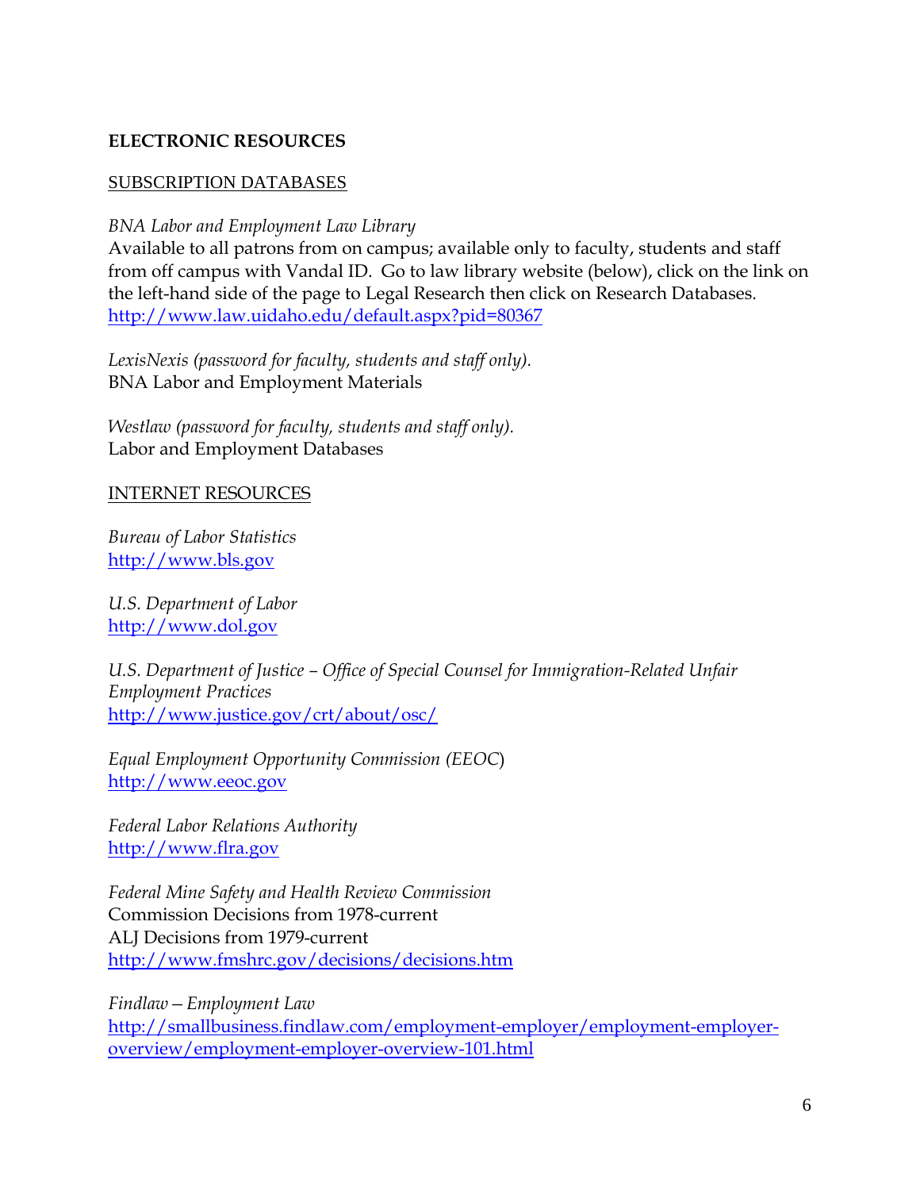**ELECTRONIC RESOURCES**

SUBSCRIPTION DATABASES

*BNA Labor and Employment Law Library*
Available to all patrons from on campus; available only to faculty, students and staff from off campus with Vandal ID. Go to law library website (below), click on the link on the left-hand side of the page to Legal Research then click on Research Databases.
http://www.law.uidaho.edu/default.aspx?pid=80367

*LexisNexis (password for faculty, students and staff only).*
BNA Labor and Employment Materials

*Westlaw (password for faculty, students and staff only).*
Labor and Employment Databases

INTERNET RESOURCES

*Bureau of Labor Statistics*
http://www.bls.gov

*U.S. Department of Labor*
http://www.dol.gov

*U.S. Department of Justice – Office of Special Counsel for Immigration-Related Unfair Employment Practices*
http://www.justice.gov/crt/about/osc/

*Equal Employment Opportunity Commission (EEOC)*
http://www.eeoc.gov

*Federal Labor Relations Authority*
http://www.flra.gov

*Federal Mine Safety and Health Review Commission*
Commission Decisions from 1978-current
ALJ Decisions from 1979-current
http://www.fmshrc.gov/decisions/decisions.htm

*Findlaw – Employment Law*
http://smallbusiness.findlaw.com/employment-employer/employment-employer-overview/employment-employer-overview-101.html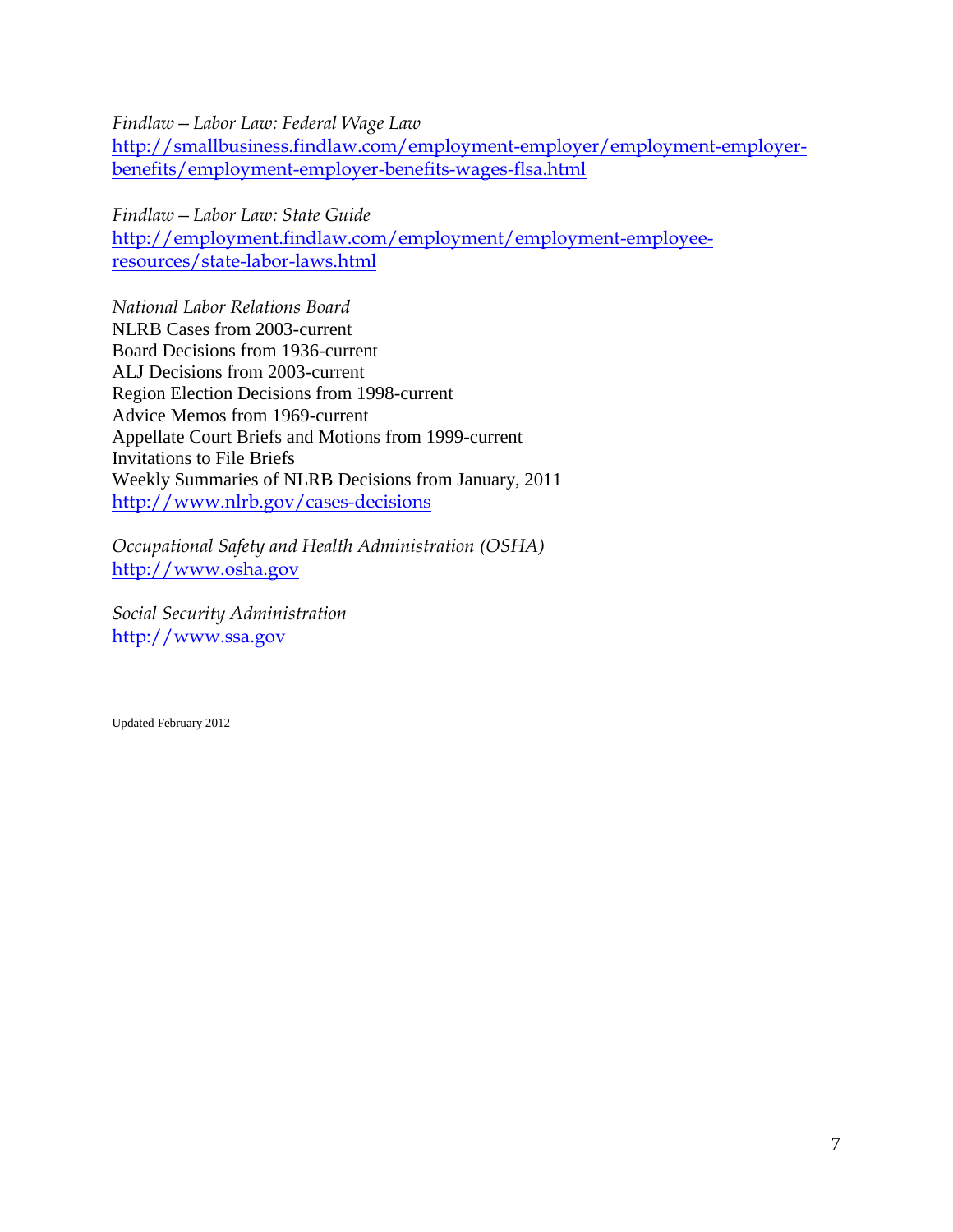*Findlaw – Labor Law: Federal Wage Law*
http://smallbusiness.findlaw.com/employment-employer/employment-employer-benefits/employment-employer-benefits-wages-flsa.html

*Findlaw – Labor Law: State Guide*
http://employment.findlaw.com/employment/employment-employee-resources/state-labor-laws.html

*National Labor Relations Board*
NLRB Cases from 2003-current
Board Decisions from 1936-current
ALJ Decisions from 2003-current
Region Election Decisions from 1998-current
Advice Memos from 1969-current
Appellate Court Briefs and Motions from 1999-current
Invitations to File Briefs
Weekly Summaries of NLRB Decisions from January, 2011
http://www.nlrb.gov/cases-decisions

*Occupational Safety and Health Administration (OSHA)*
http://www.osha.gov

*Social Security Administration*
http://www.ssa.gov

Updated February 2012